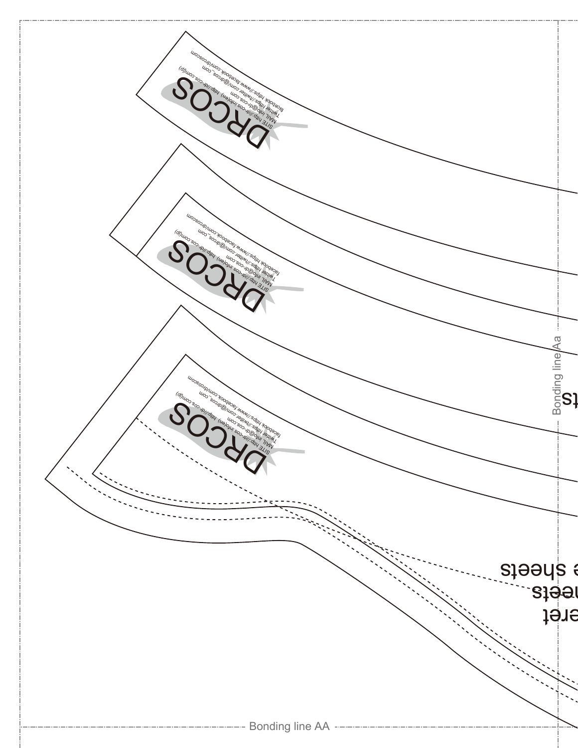DRCOS

SITE http://dr-cos.info(en) http://dr-cos.com(jp)
MAIL info@dr-cos.com
Twitter https://twitter.com/@drcos_com
facebook https://www.facebook.com/drcoscom

DRCOS

SITE http://dr-cos.info(en) http://dr-cos.com(jp)
MAIL info@dr-cos.com
Twitter https://twitter.com/@drcos_com
facebook https://www.facebook.com/drcoscom

DRCOS

SITE http://dr-cos.info(en) http://dr-cos.com(jp)
MAIL info@dr-cos.com
Twitter https://twitter.com/@drcos_com
facebook https://www.facebook.com/drcoscom

eret
neets
e sheets
ts

Bonding line Aa

Bonding line AA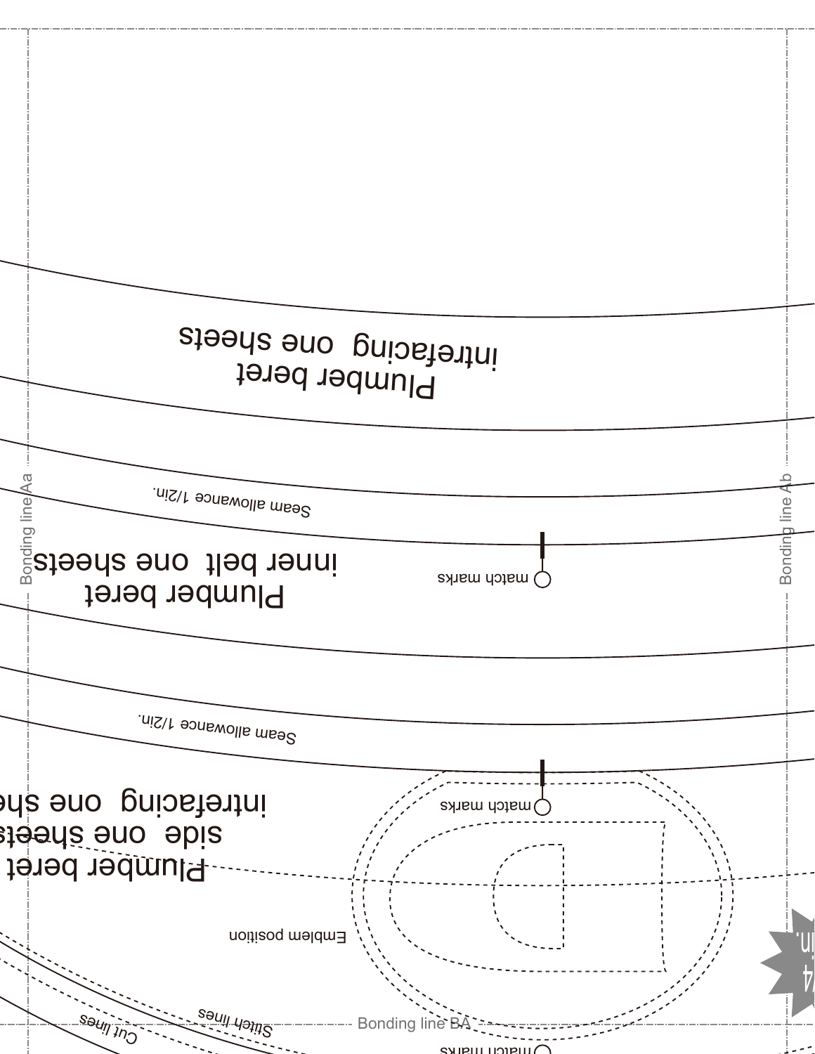Bonding line Aa

Bonding line Ab

Plumber beret
intrefacing one sheets

Seam allowance 1/2in.

Plumber beret
inner belt one sheets

match marks

Seam allowance 1/2in.

Plumber beret
side one sheets
intrefacing one she

match marks

Emblem position

Stitch lines

Cut lines

Bonding line BA

match marks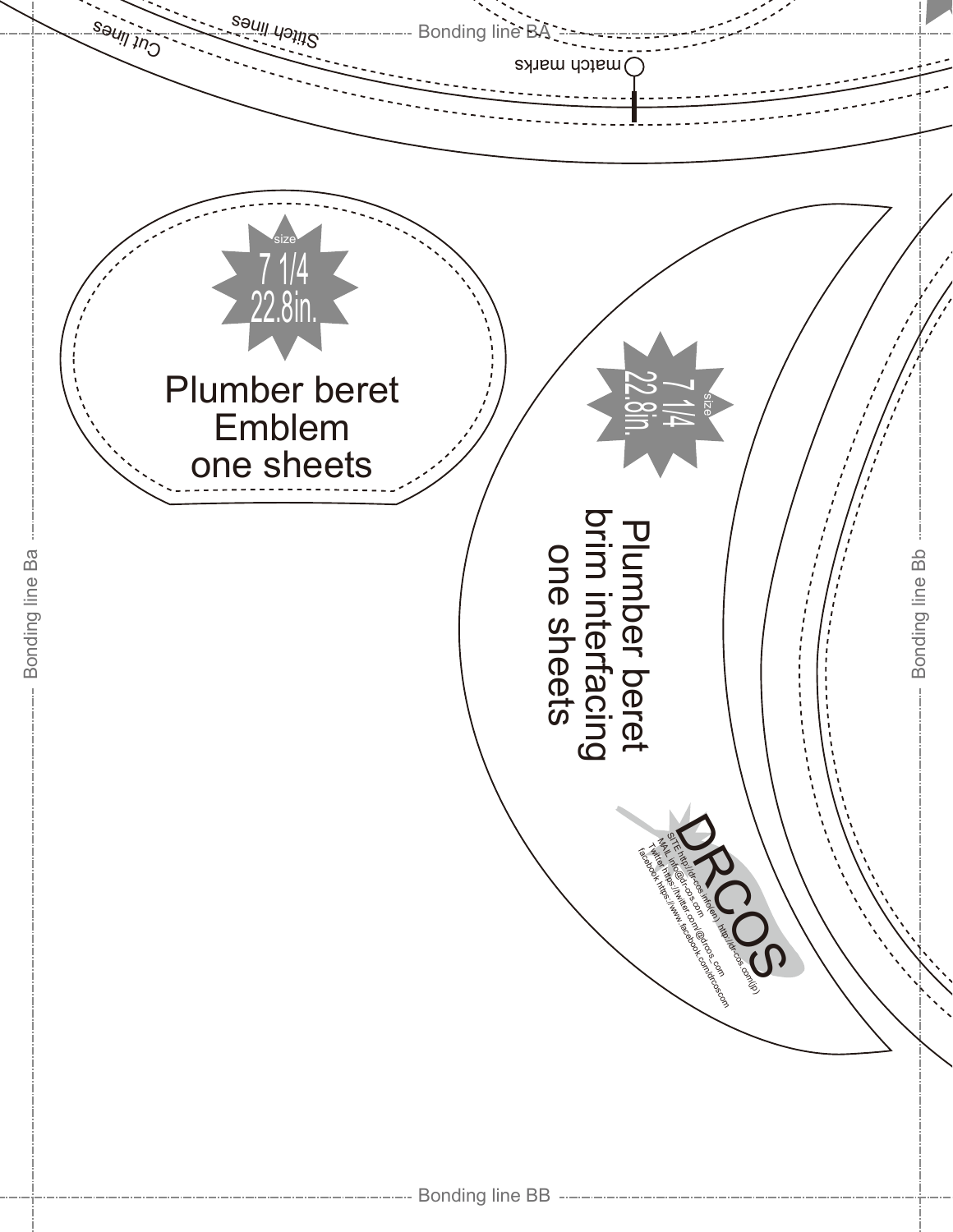Bonding line BA

Cut lines

Stitch lines

match marks

size
7 1/4
22.8in.

Plumber beret
Emblem
one sheets

size
7 1/4
22.8in.

Plumber beret
brim interfacing
one sheets

DRCOS

SITE http://dr-cos.info(en) http://dr-cos.com(jp)
MAIL info@dr-cos.com
Twitter https://twitter.com/@drcos_com
facebook https://www.facebook.com/drcoscom

Bonding line Ba

Bonding line Bb

Bonding line BB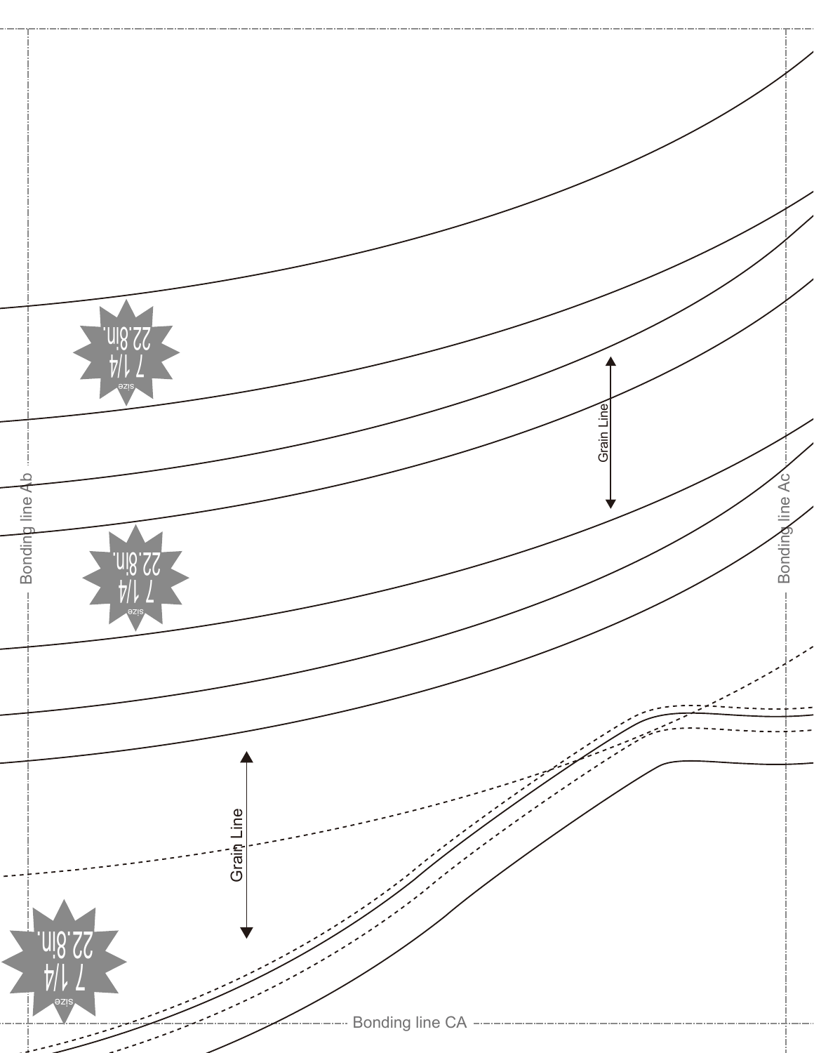Bonding line Ab

Bonding line Ac

Bonding line CA

Grain Line

Grain Line

size 7 1/4 22.8in.

size 7 1/4 22.8in.

size 7 1/4 22.8in.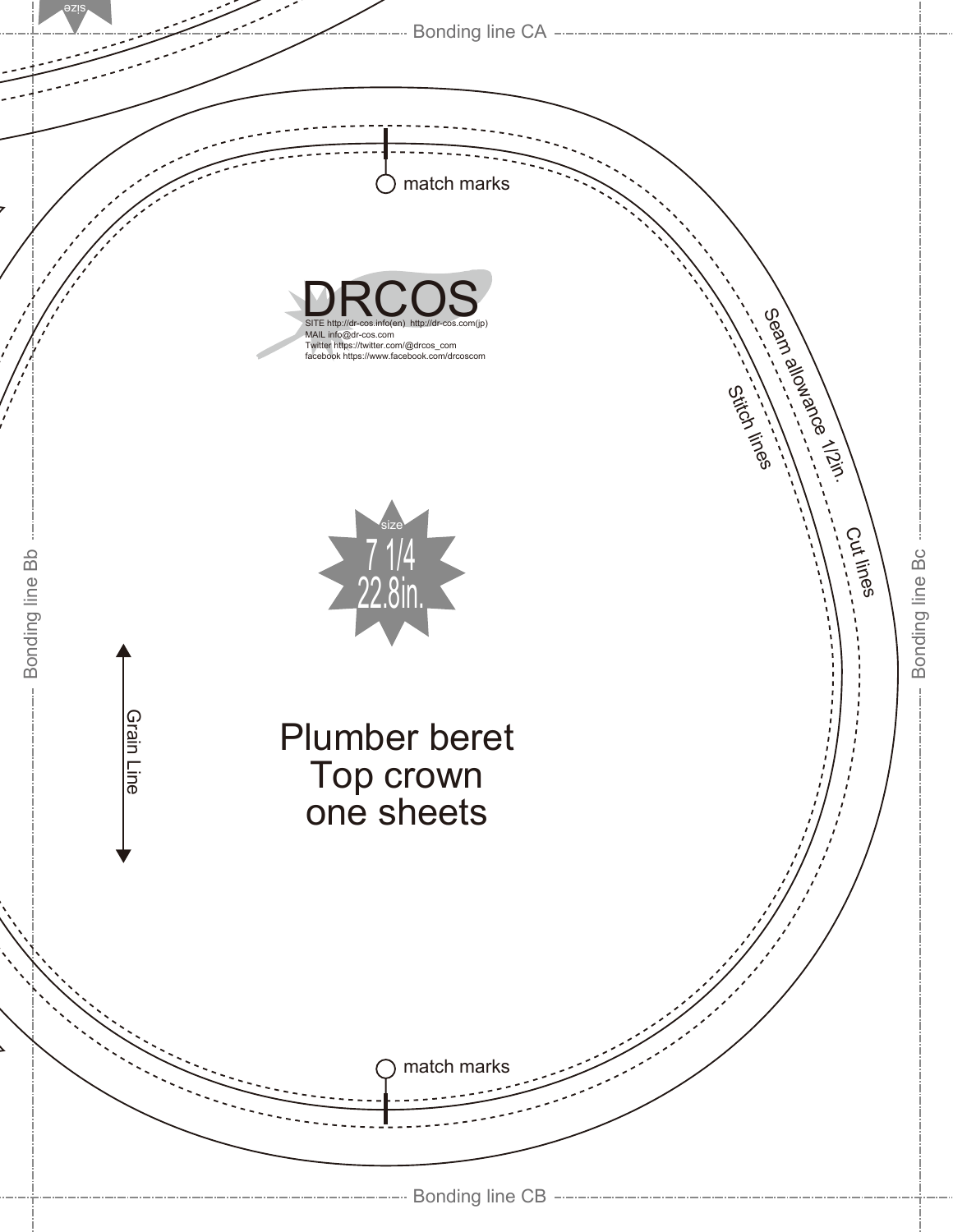Bonding line CA

match marks

DRCOS
SITE http://dr-cos.info(en) http://dr-cos.com(jp)
MAIL info@dr-cos.com
Twitter https://twitter.com/@drcos_com
facebook https://www.facebook.com/drcoscom

Seam allowance 1/2in.

Stitch lines

Cut lines

Bonding line Bb

Bonding line Bc

size
7 1/4
22.8in.

Grain Line

# Plumber beret
# Top crown
# one sheets

match marks

Bonding line CB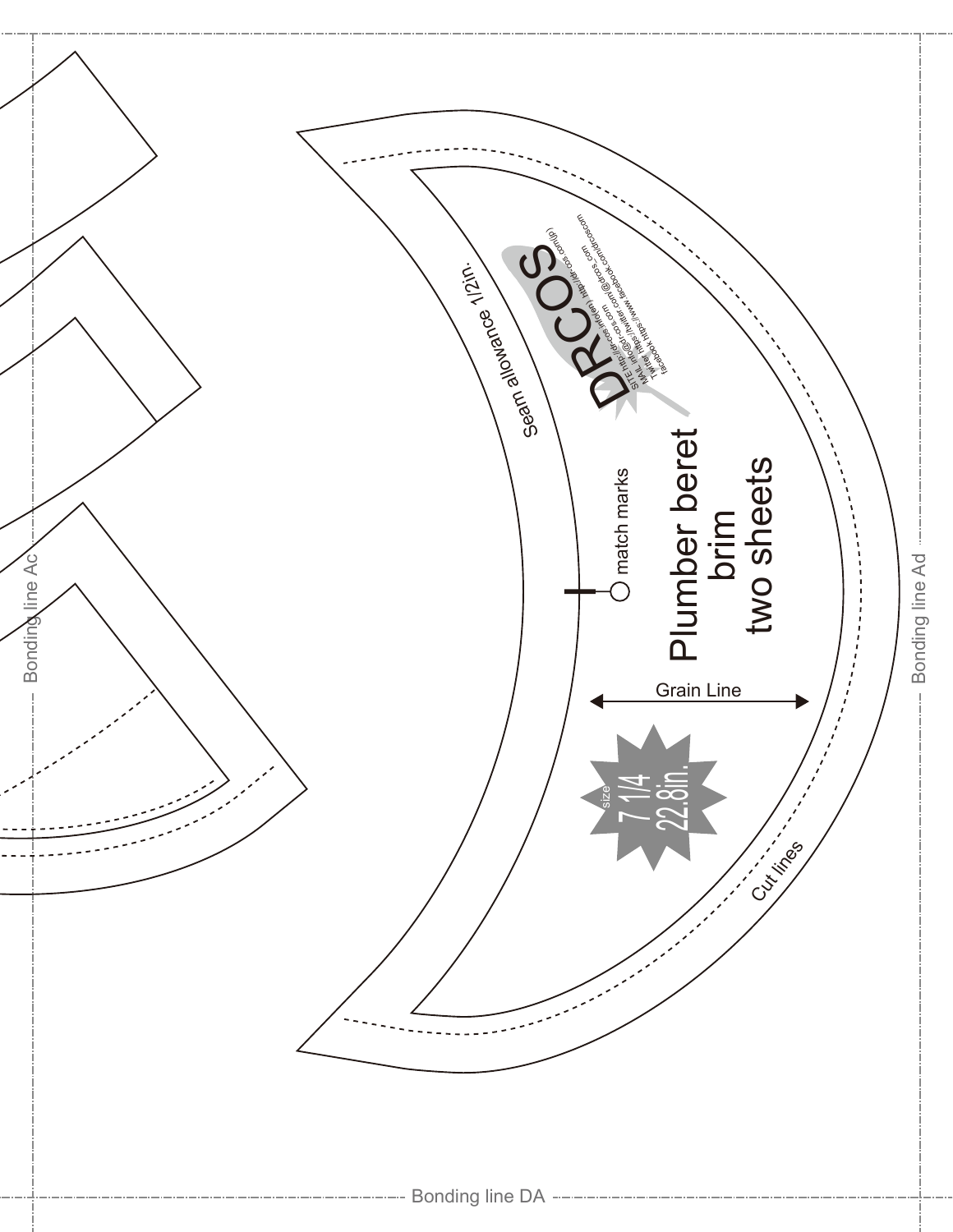Bonding line Ac

Bonding line Ad

Bonding line DA

Seam allowance 1/2in.

DRCOS

SITE http://dr-cos.info(en) http://dr-cos.com(jp)

MAIL info@dr-cos.com

Twitter https://twitter.com/@drcos_com

facebook https://www.facebook.com/drcoscom

match marks

Plumber beret
brim
two sheets

Grain Line

size
7 1/4
22.8in.

Cut lines